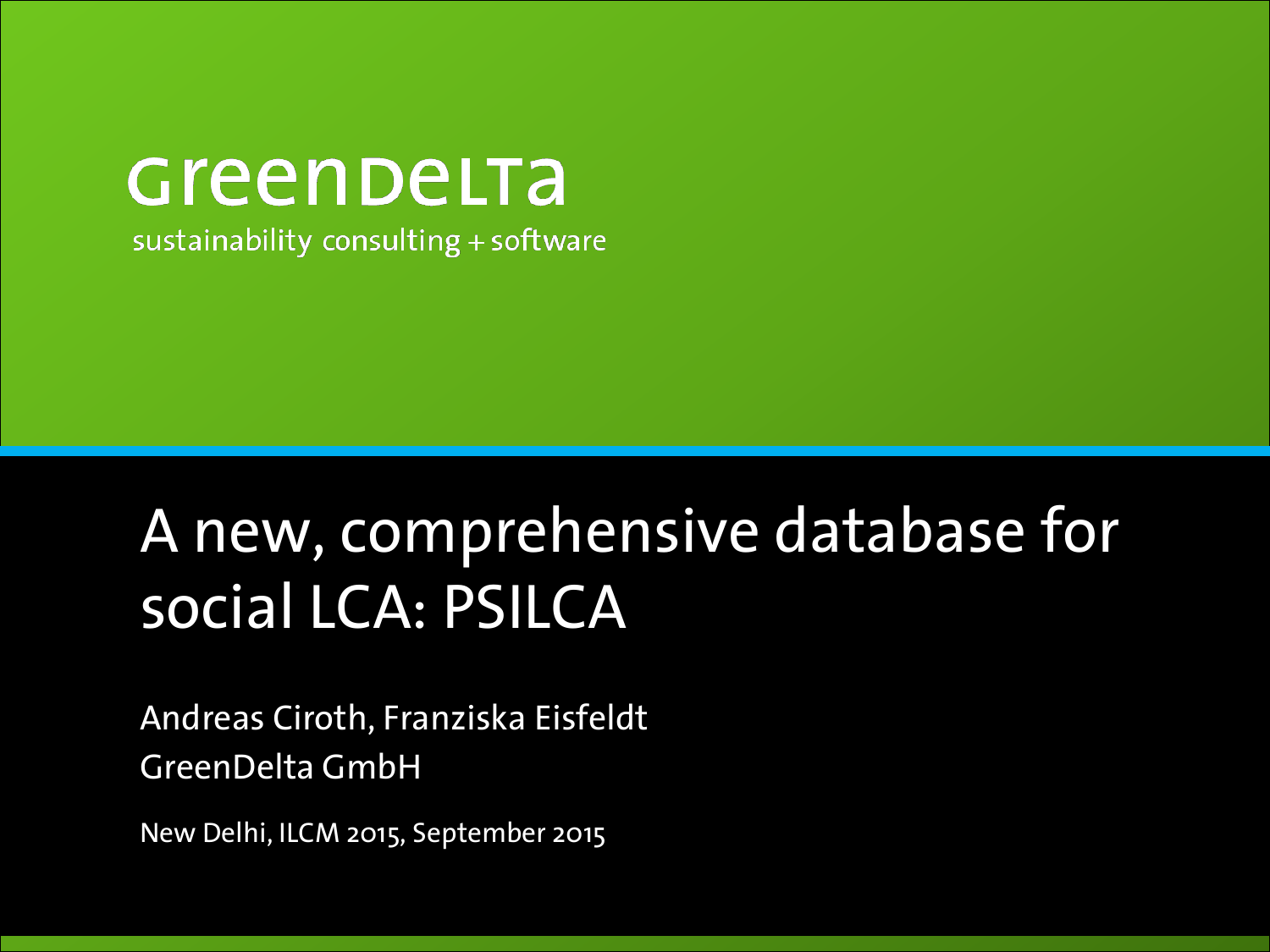GreenDelta

sustainability consulting + software

# A new, comprehensive database for social LCA: PSILCA

Andreas Ciroth, Franziska Eisfeldt

GreenDelta GmbH

New Delhi, ILCM 2015, September 2015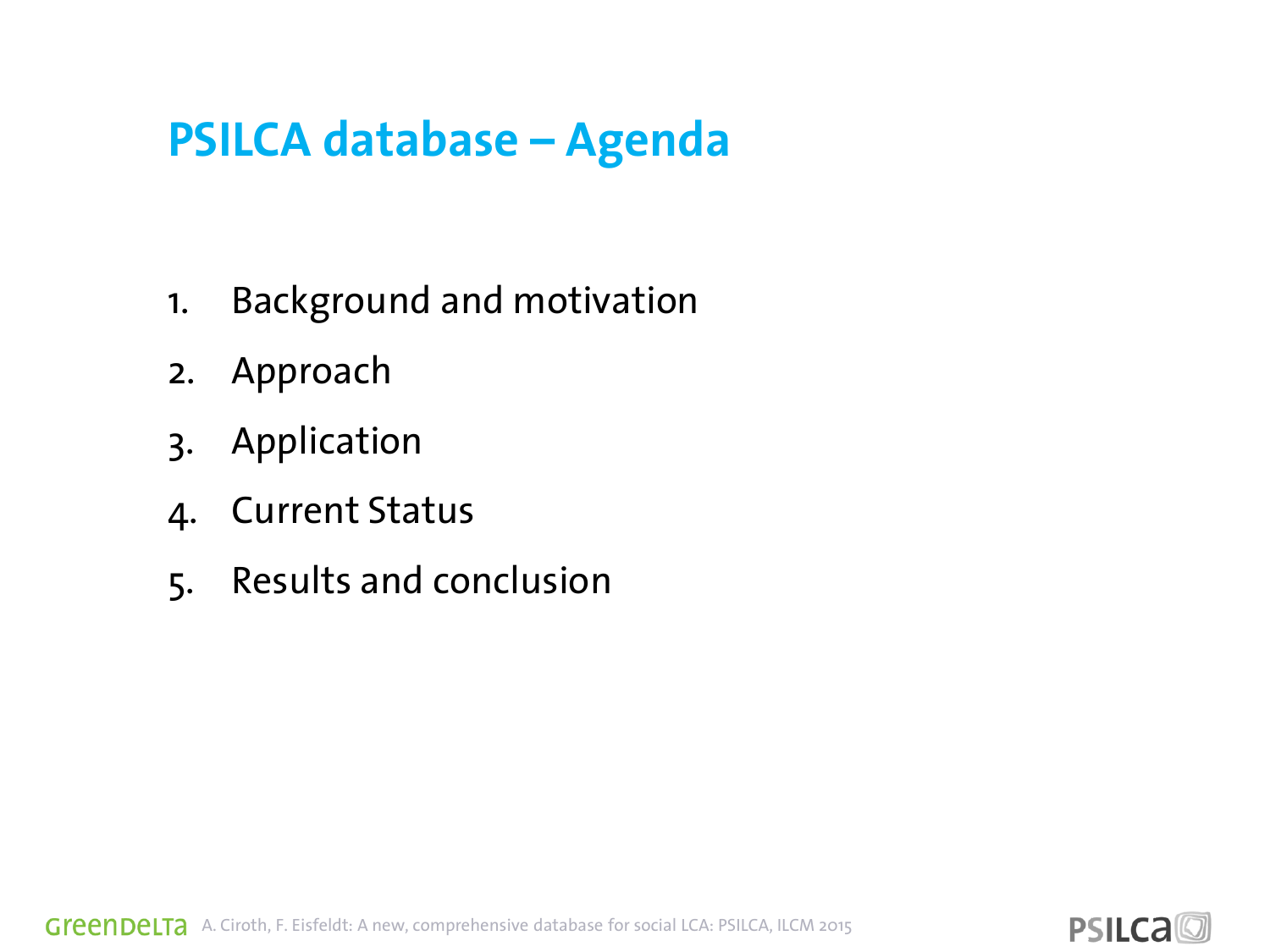# PSILCA database – Agenda

1. Background and motivation
2. Approach
3. Application
4. Current Status
5. Results and conclusion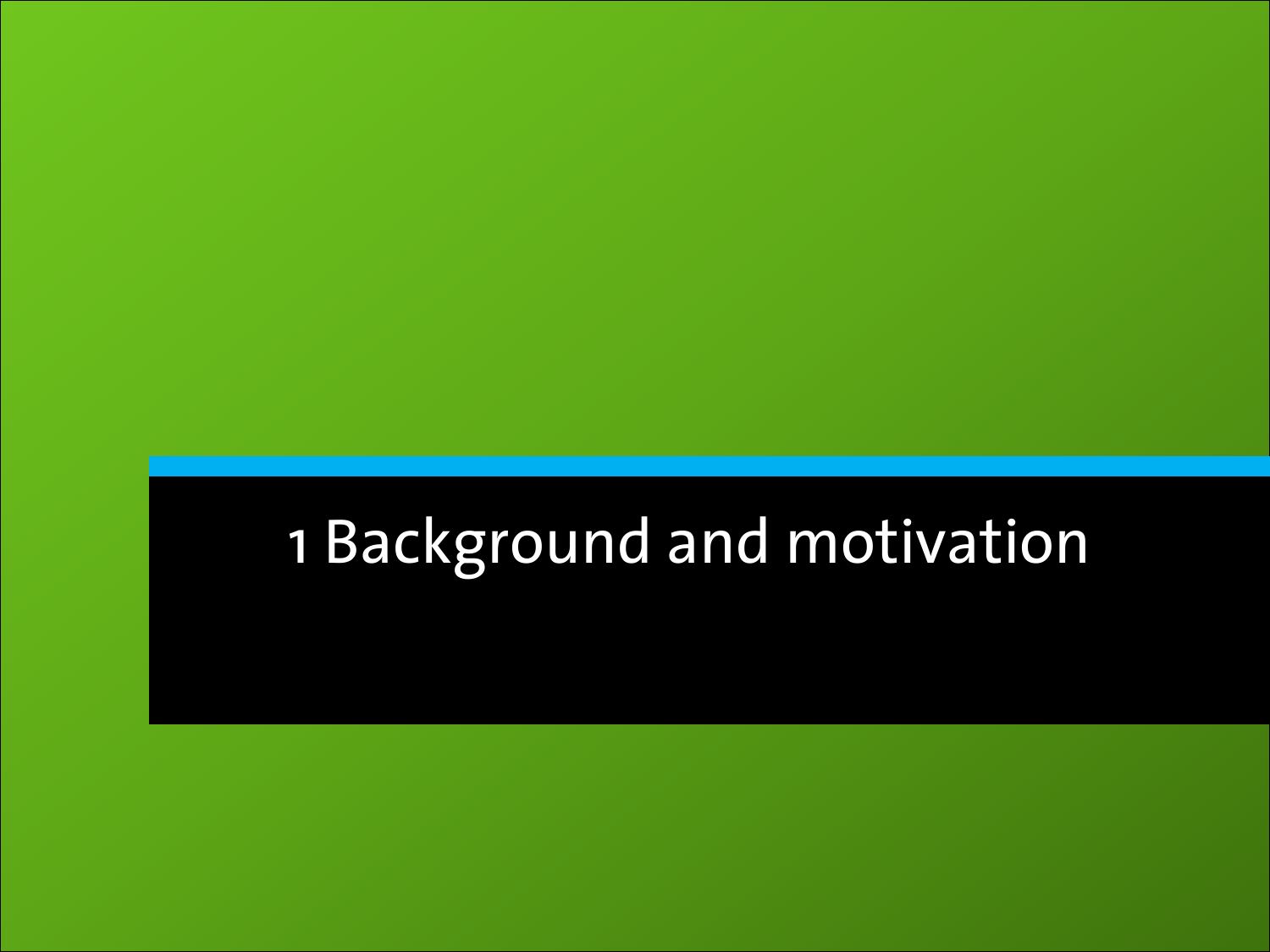# 1 Background and motivation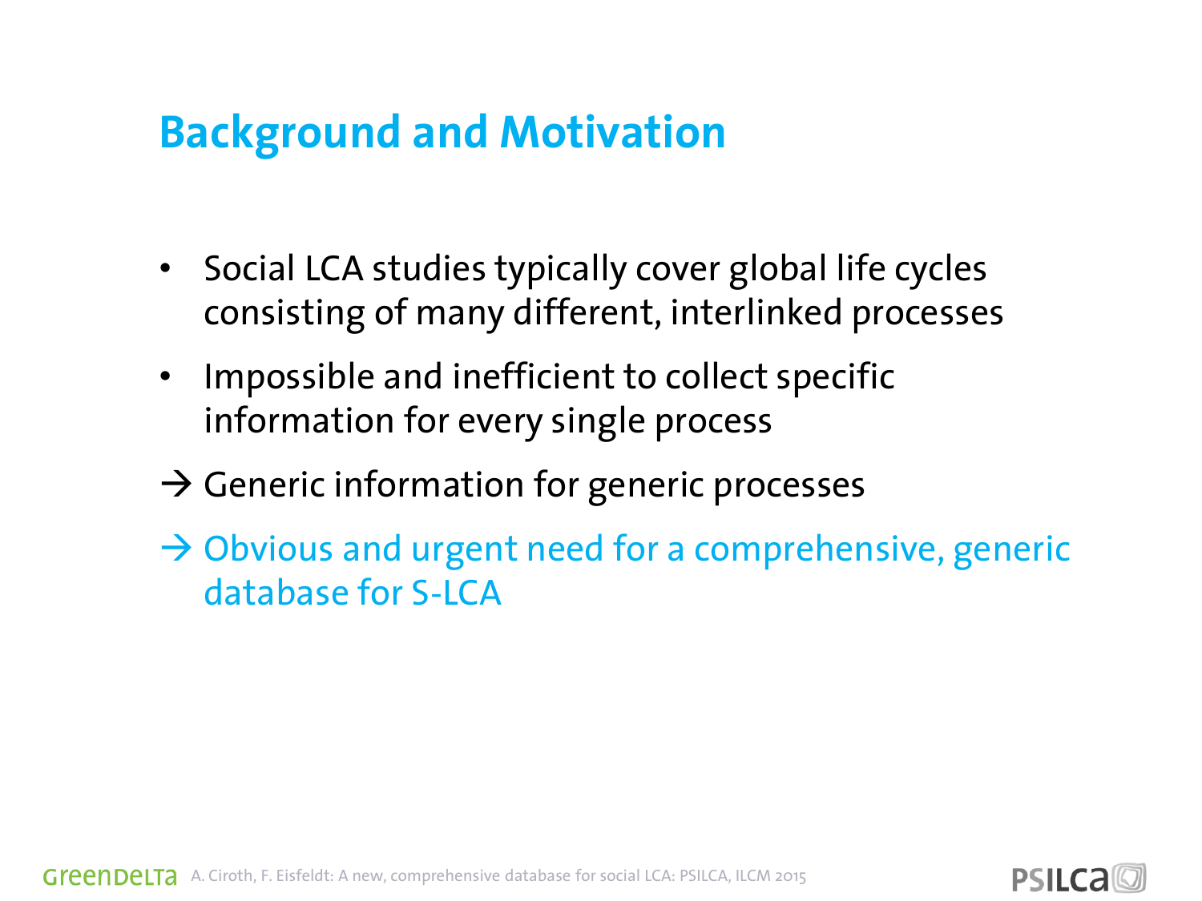# Background and Motivation

- Social LCA studies typically cover global life cycles consisting of many different, interlinked processes
- Impossible and inefficient to collect specific information for every single process

→ Generic information for generic processes

→ Obvious and urgent need for a comprehensive, generic database for S-LCA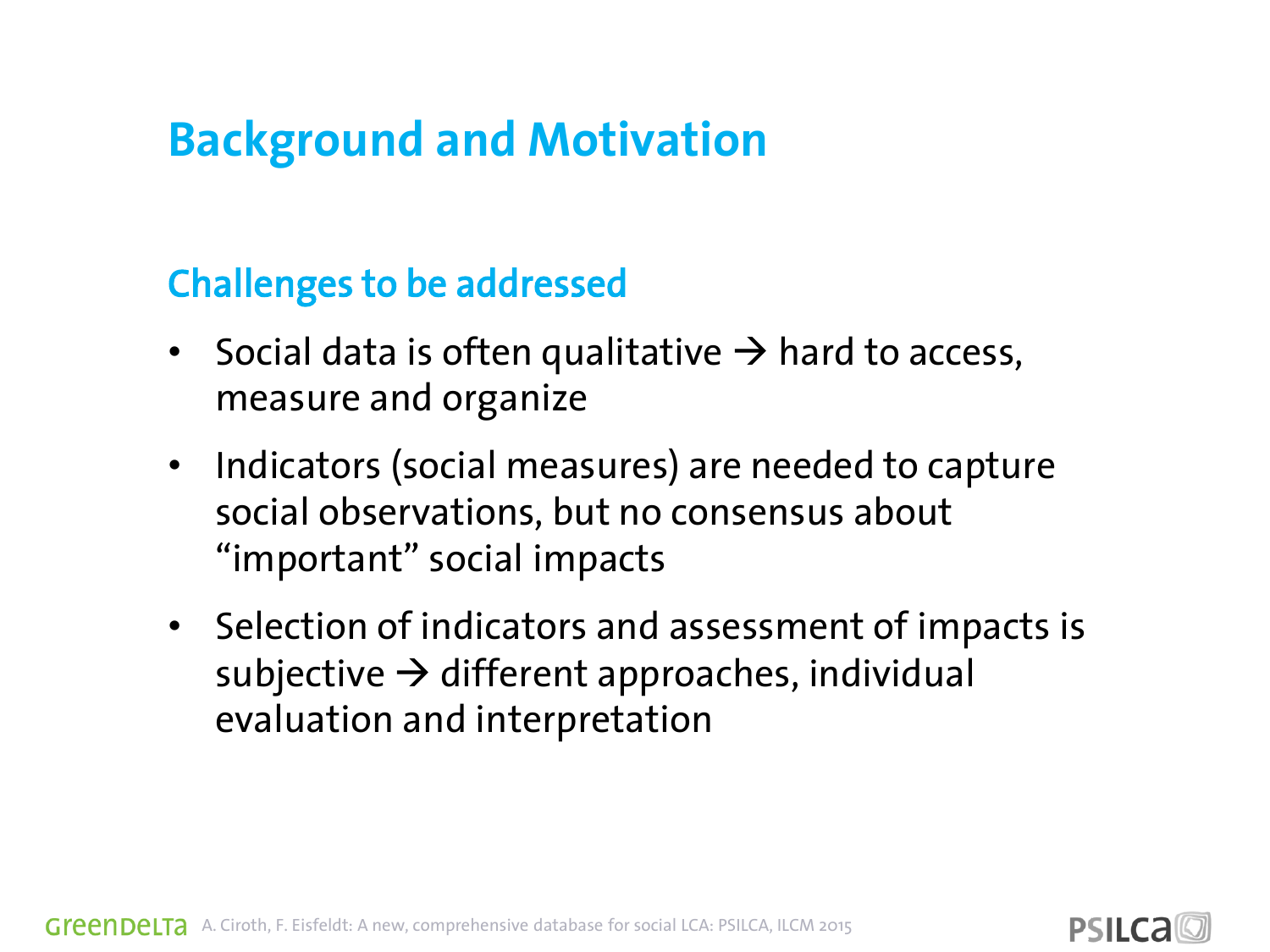# Background and Motivation

## Challenges to be addressed

- Social data is often qualitative → hard to access, measure and organize
- Indicators (social measures) are needed to capture social observations, but no consensus about "important" social impacts
- Selection of indicators and assessment of impacts is subjective → different approaches, individual evaluation and interpretation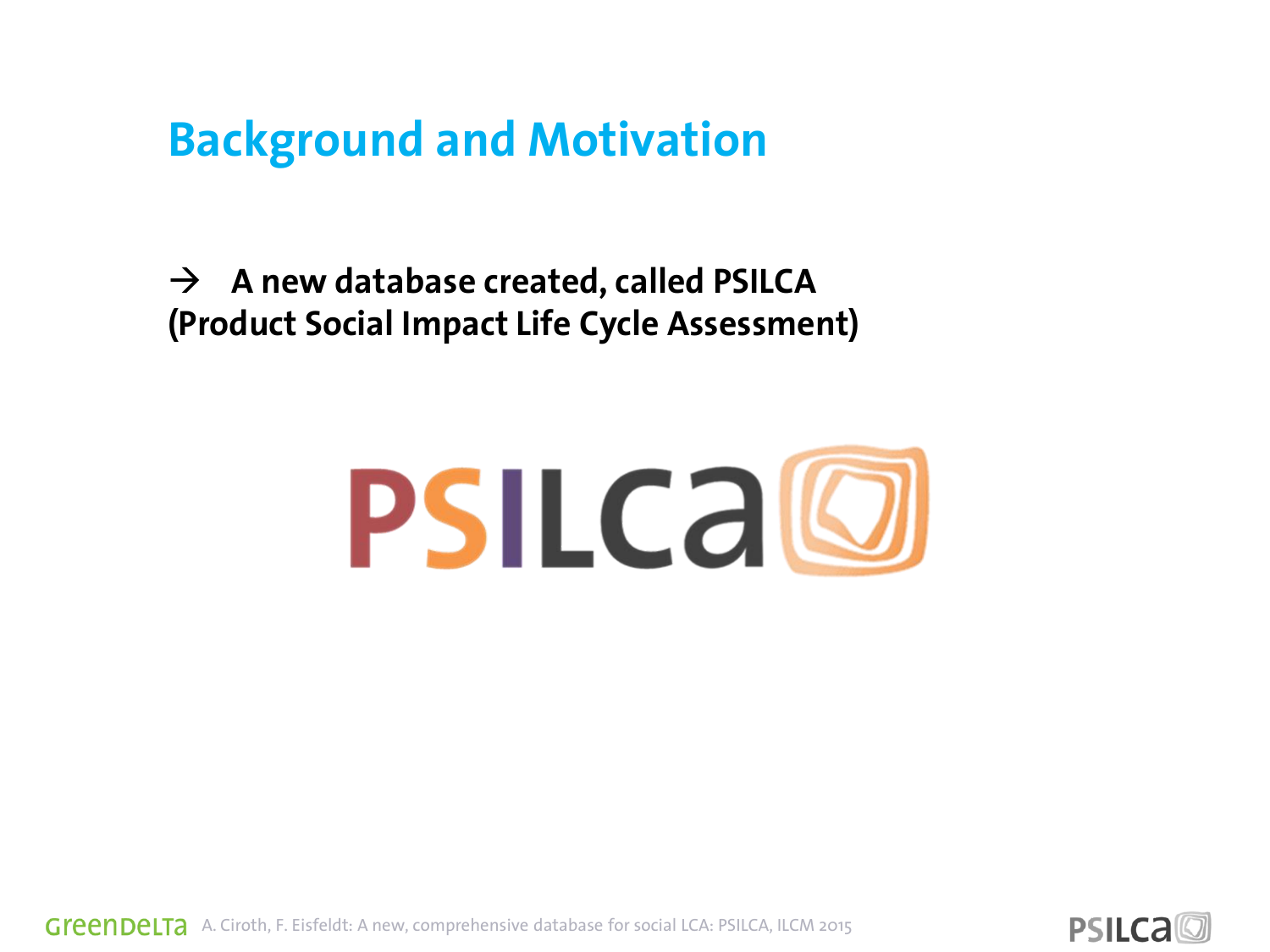# Background and Motivation

→ **A new database created, called PSILCA (Product Social Impact Life Cycle Assessment)**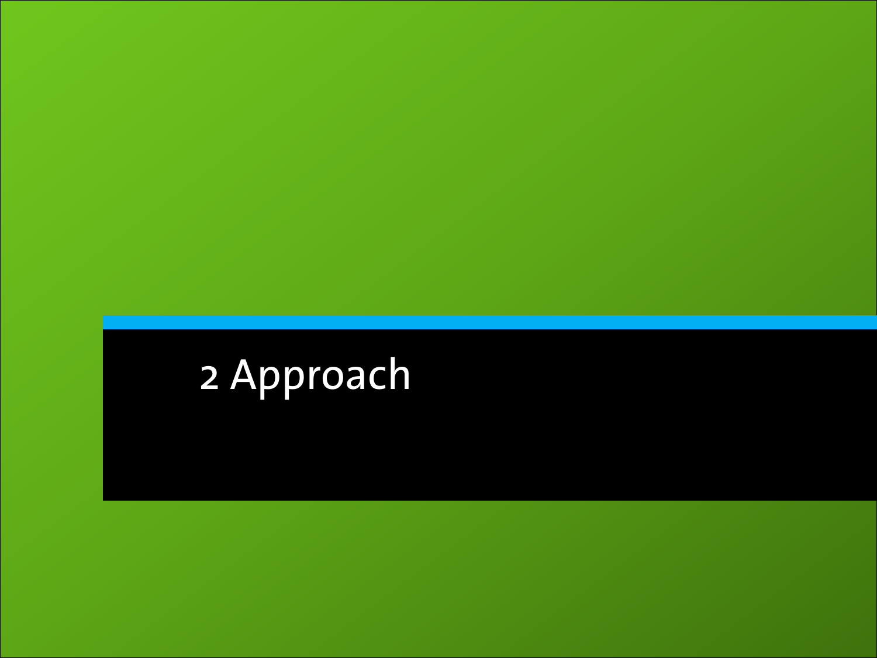# 2 Approach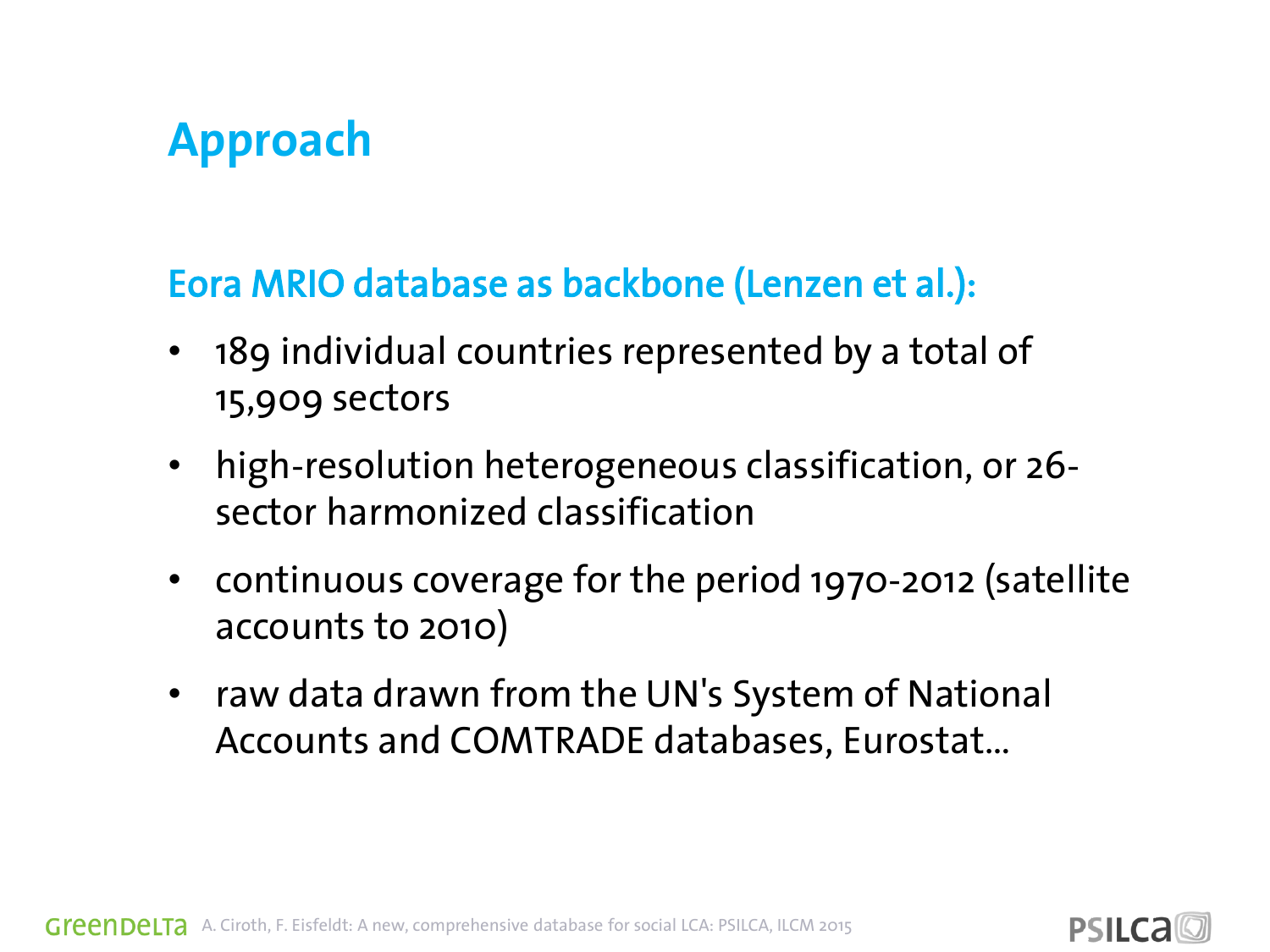# Approach

## Eora MRIO database as backbone (Lenzen et al.):

- 189 individual countries represented by a total of 15,909 sectors
- high-resolution heterogeneous classification, or 26-sector harmonized classification
- continuous coverage for the period 1970-2012 (satellite accounts to 2010)
- raw data drawn from the UN's System of National Accounts and COMTRADE databases, Eurostat...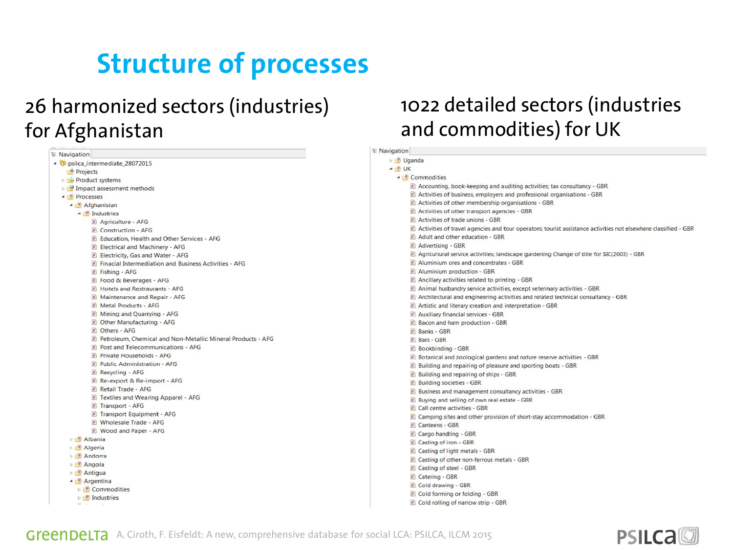# Structure of processes

## 26 harmonized sectors (industries) for Afghanistan

Navigation

- psilca_intermediate_28072015
  - Projects
  - Product systems
  - Impact assessment methods
  - Processes
    - Afghanistan
      - Industries
        - Agriculture - AFG
        - Construction - AFG
        - Education, Health and Other Services - AFG
        - Electrical and Machinery - AFG
        - Electricity, Gas and Water - AFG
        - Finacial Intermediation and Business Activities - AFG
        - Fishing - AFG
        - Food & Beverages - AFG
        - Hotels and Restraurants - AFG
        - Maintenance and Repair - AFG
        - Metal Products - AFG
        - Mining and Quarrying - AFG
        - Other Manufacturing - AFG
        - Others - AFG
        - Petroleum, Chemical and Non-Metallic Mineral Products - AFG
        - Post and Telecommunications - AFG
        - Private Households - AFG
        - Public Administration - AFG
        - Recycling - AFG
        - Re-export & Re-import - AFG
        - Retail Trade - AFG
        - Textiles and Wearing Apparel - AFG
        - Transport - AFG
        - Transport Equipment - AFG
        - Wholesale Trade - AFG
        - Wood and Paper - AFG
    - Albania
    - Algeria
    - Andorra
    - Angola
    - Antigua
    - Argentina
      - Commodities
      - Industries

## 1022 detailed sectors (industries and commodities) for UK

Navigation

- Uganda
- UK
  - Commodities
    - Accounting, book-keeping and auditing activities; tax consultancy - GBR
    - Activities of business, employers and professional organisations - GBR
    - Activities of other membership organisations - GBR
    - Activities of other transport agencies - GBR
    - Activities of trade unions - GBR
    - Activities of travel agencies and tour operators; tourist assistance activities not elsewhere classified - GBR
    - Adult and other education - GBR
    - Advertising - GBR
    - Agricultural service activities; landscape gardening Change of title for SIC(2003) - GBR
    - Aluminium ores and concentrates - GBR
    - Aluminium production - GBR
    - Ancillary activities related to printing - GBR
    - Animal husbandry service activities, except veterinary activities - GBR
    - Architectural and engineering activities and related technical consultancy - GBR
    - Artistic and literary creation and interpretation - GBR
    - Auxiliary financial services - GBR
    - Bacon and ham production - GBR
    - Banks - GBR
    - Bars - GBR
    - Bookbinding - GBR
    - Botanical and zoological gardens and nature reserve activities - GBR
    - Building and repairing of pleasure and sporting boats - GBR
    - Building and repairing of ships - GBR
    - Building societies - GBR
    - Business and management consultancy activities - GBR
    - Buying and selling of own real estate - GBR
    - Call centre activities - GBR
    - Camping sites and other provision of short-stay accommodation - GBR
    - Canteens - GBR
    - Cargo handling - GBR
    - Casting of iron - GBR
    - Casting of light metals - GBR
    - Casting of other non-ferrous metals - GBR
    - Casting of steel - GBR
    - Catering - GBR
    - Cold drawing - GBR
    - Cold forming or folding - GBR
    - Cold rolling of narrow strip - GBR

A. Ciroth, F. Eisfeldt: A new, comprehensive database for social LCA: PSILCA, ILCM 2015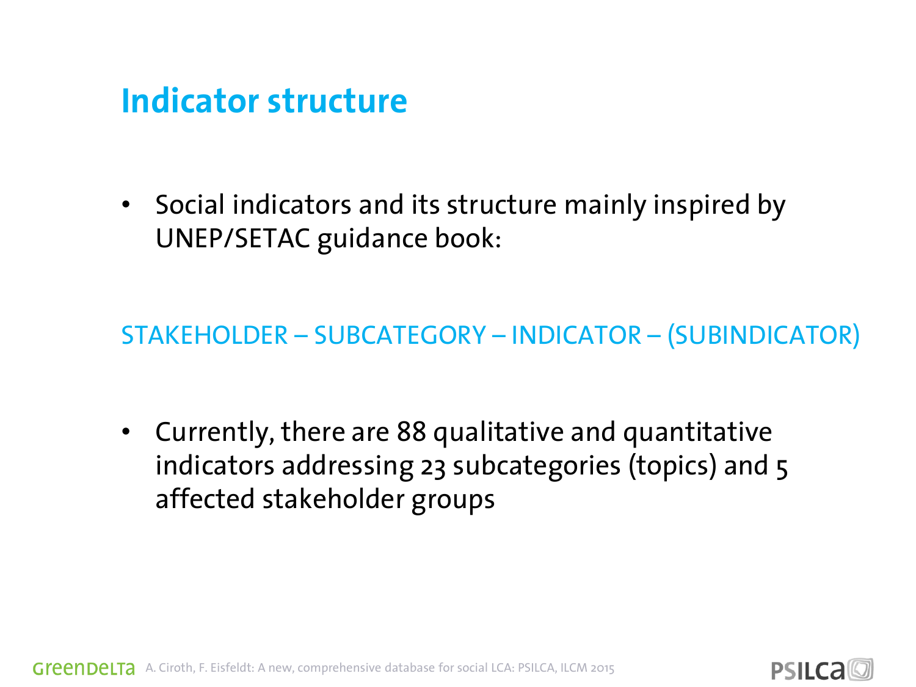# Indicator structure

- Social indicators and its structure mainly inspired by UNEP/SETAC guidance book:

STAKEHOLDER – SUBCATEGORY – INDICATOR – (SUBINDICATOR)

- Currently, there are 88 qualitative and quantitative indicators addressing 23 subcategories (topics) and 5 affected stakeholder groups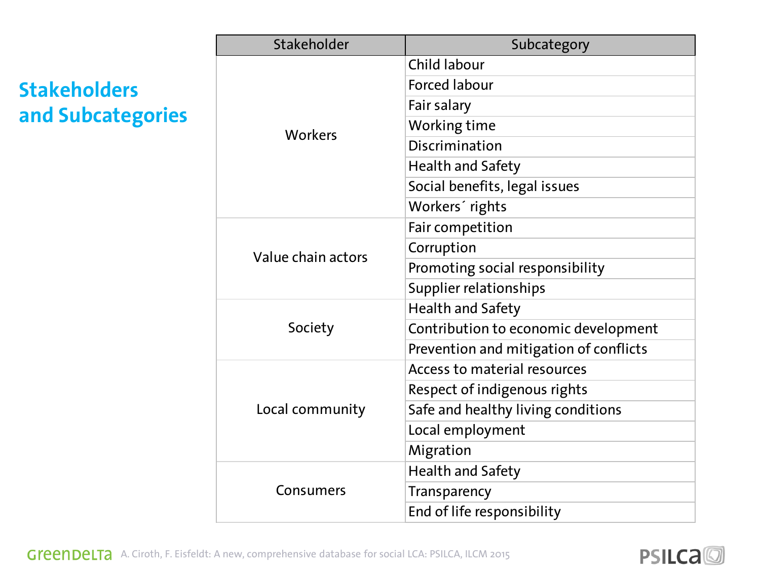# Stakeholders and Subcategories

| Stakeholder | Subcategory |
|---|---|
| Workers | Child labour |
| | Forced labour |
| | Fair salary |
| | Working time |
| | Discrimination |
| | Health and Safety |
| | Social benefits, legal issues |
| | Workers´ rights |
| Value chain actors | Fair competition |
| | Corruption |
| | Promoting social responsibility |
| | Supplier relationships |
| Society | Health and Safety |
| | Contribution to economic development |
| | Prevention and mitigation of conflicts |
| Local community | Access to material resources |
| | Respect of indigenous rights |
| | Safe and healthy living conditions |
| | Local employment |
| | Migration |
| Consumers | Health and Safety |
| | Transparency |
| | End of life responsibility |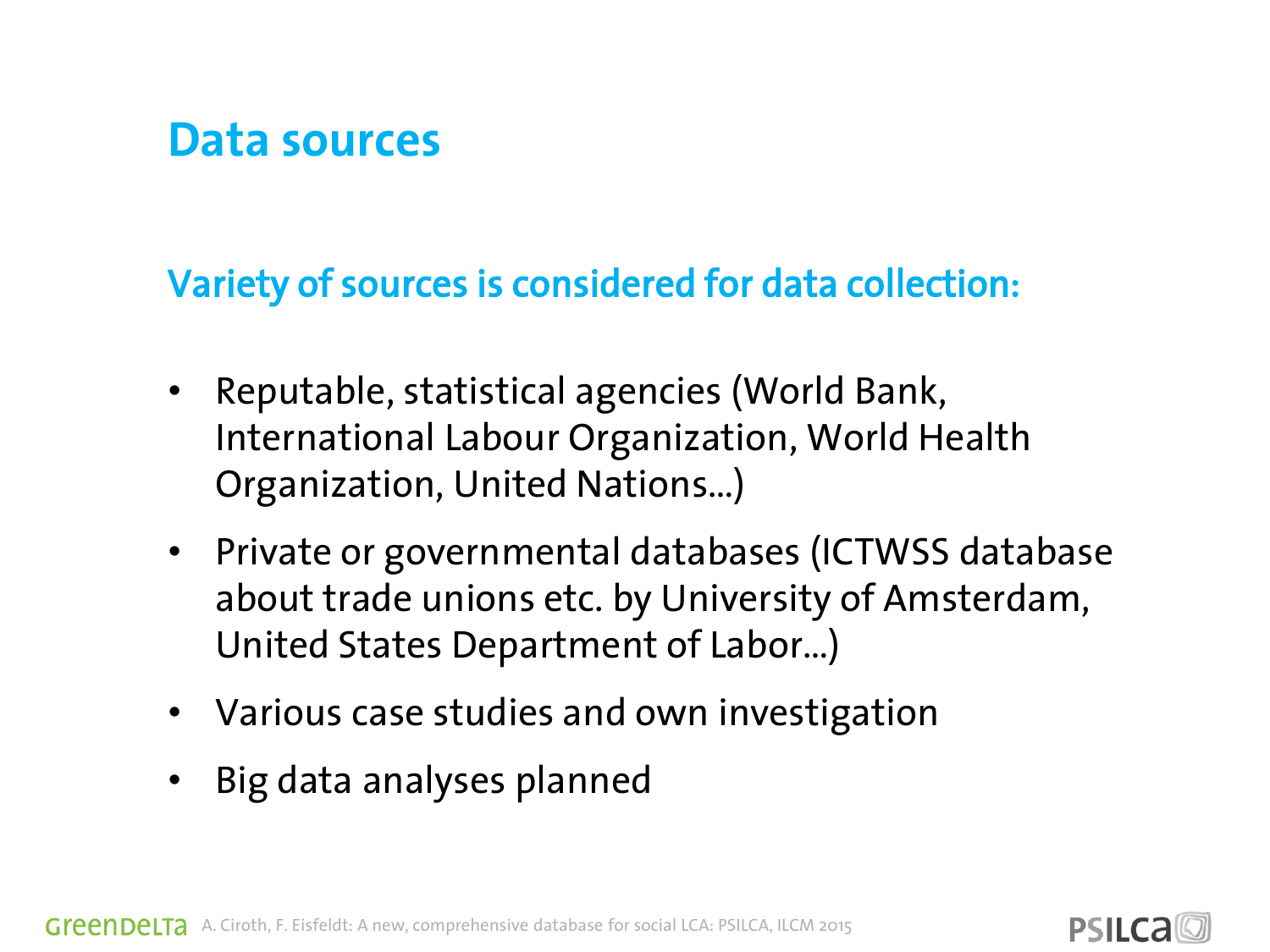# Data sources

## Variety of sources is considered for data collection:

- Reputable, statistical agencies (World Bank, International Labour Organization, World Health Organization, United Nations...)
- Private or governmental databases (ICTWSS database about trade unions etc. by University of Amsterdam, United States Department of Labor...)
- Various case studies and own investigation
- Big data analyses planned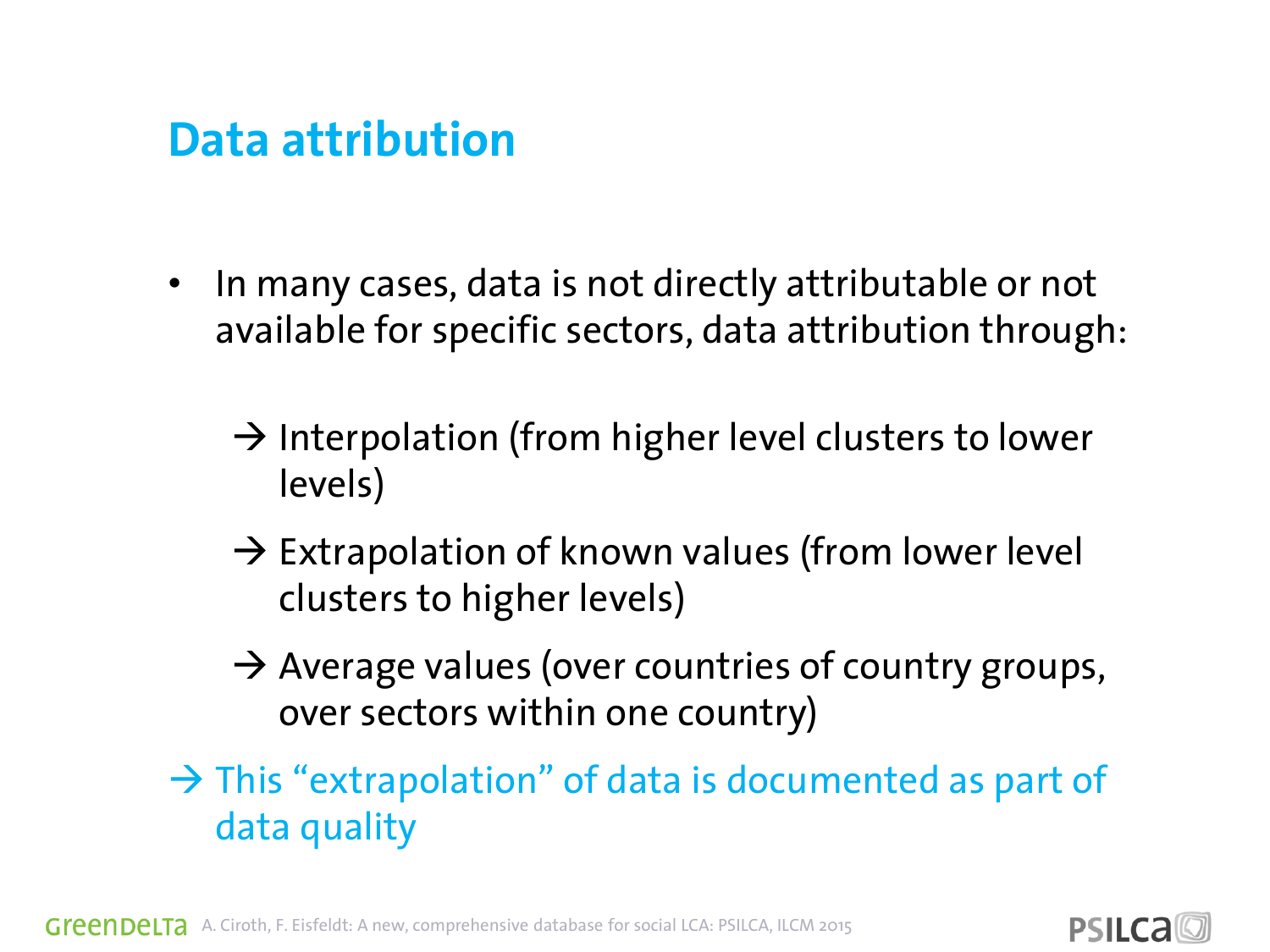# Data attribution

- In many cases, data is not directly attributable or not available for specific sectors, data attribution through:
  - → Interpolation (from higher level clusters to lower levels)
  - → Extrapolation of known values (from lower level clusters to higher levels)
  - → Average values (over countries of country groups, over sectors within one country)

→ This “extrapolation” of data is documented as part of data quality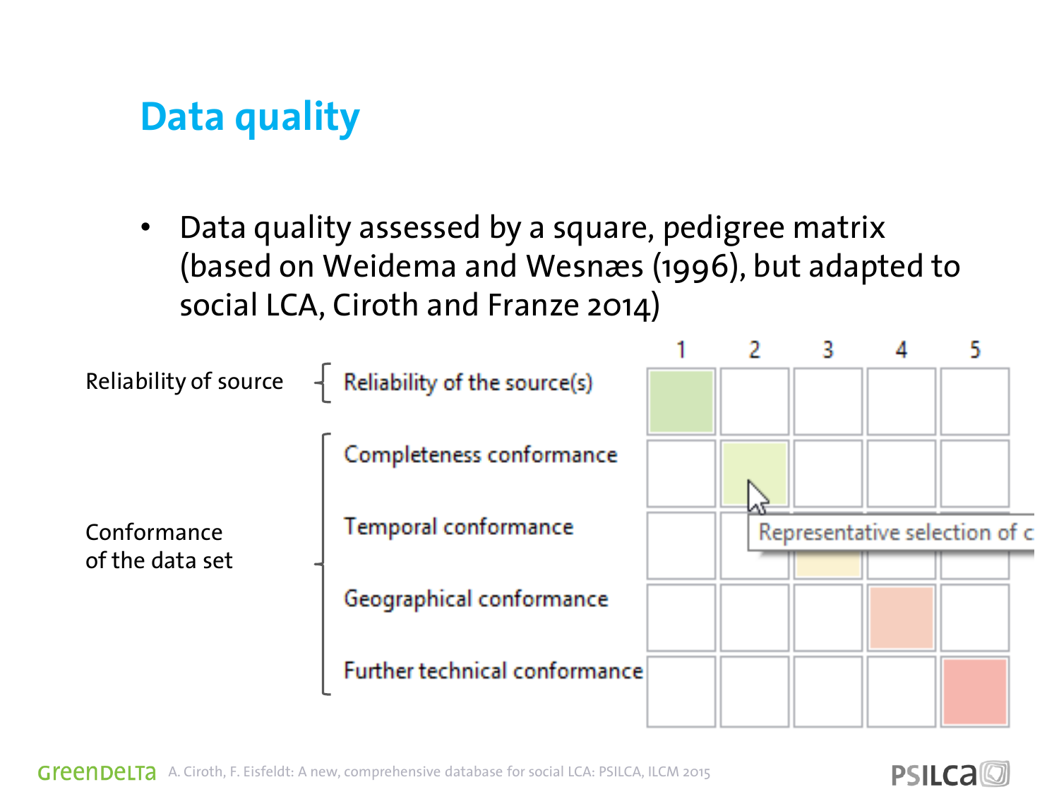# Data quality

- Data quality assessed by a square, pedigree matrix (based on Weidema and Wesnæs (1996), but adapted to social LCA, Ciroth and Franze 2014)

| | | 1 | 2 | 3 | 4 | 5 |
|---|---|---|---|---|---|---|
| Reliability of source | Reliability of the source(s) | ■ | | | | |
| Conformance of the data set | Completeness conformance | | ■ | | | |
| | Temporal conformance | | | ■ | | |
| | Geographical conformance | | | | ■ | |
| | Further technical conformance | | | | | ■ |

Representative selection of c

A. Ciroth, F. Eisfeldt: A new, comprehensive database for social LCA: PSILCA, ILCM 2015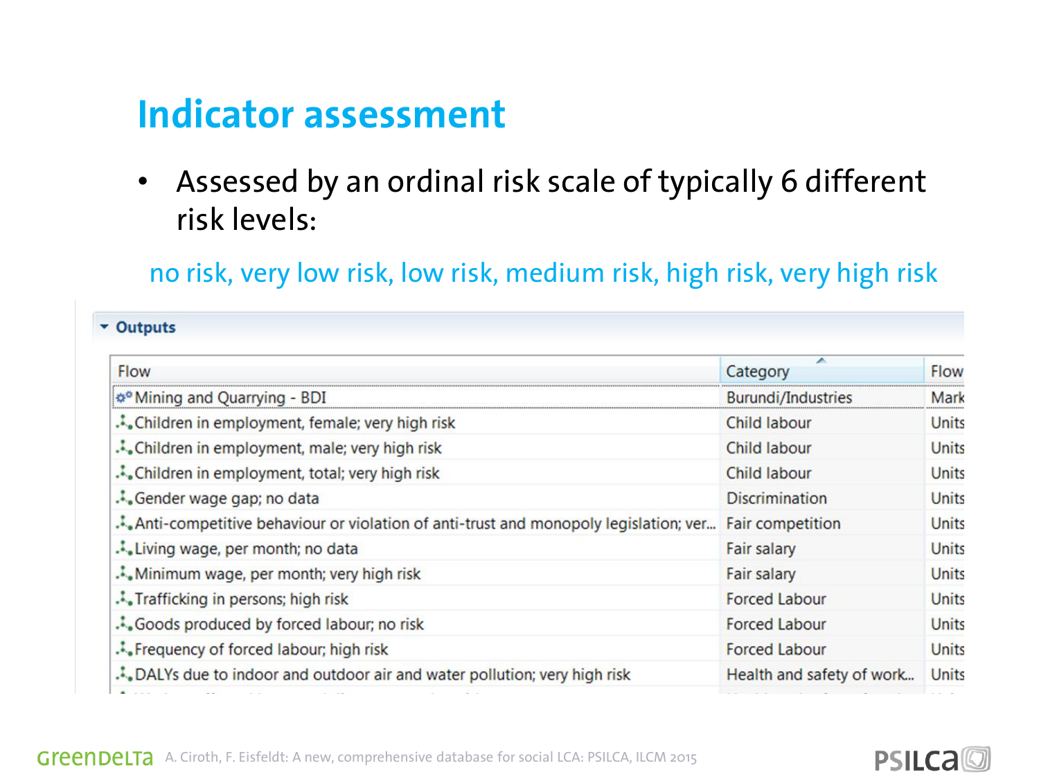# Indicator assessment

- Assessed by an ordinal risk scale of typically 6 different risk levels:

no risk, very low risk, low risk, medium risk, high risk, very high risk

**Outputs**

| Flow | Category | Flow |
|---|---|---|
| Mining and Quarrying - BDI | Burundi/Industries | Mark |
| Children in employment, female; very high risk | Child labour | Units |
| Children in employment, male; very high risk | Child labour | Units |
| Children in employment, total; very high risk | Child labour | Units |
| Gender wage gap; no data | Discrimination | Units |
| Anti-competitive behaviour or violation of anti-trust and monopoly legislation; ver... | Fair competition | Units |
| Living wage, per month; no data | Fair salary | Units |
| Minimum wage, per month; very high risk | Fair salary | Units |
| Trafficking in persons; high risk | Forced Labour | Units |
| Goods produced by forced labour; no risk | Forced Labour | Units |
| Frequency of forced labour; high risk | Forced Labour | Units |
| DALYs due to indoor and outdoor air and water pollution; very high risk | Health and safety of work... | Units |

A. Ciroth, F. Eisfeldt: A new, comprehensive database for social LCA: PSILCA, ILCM 2015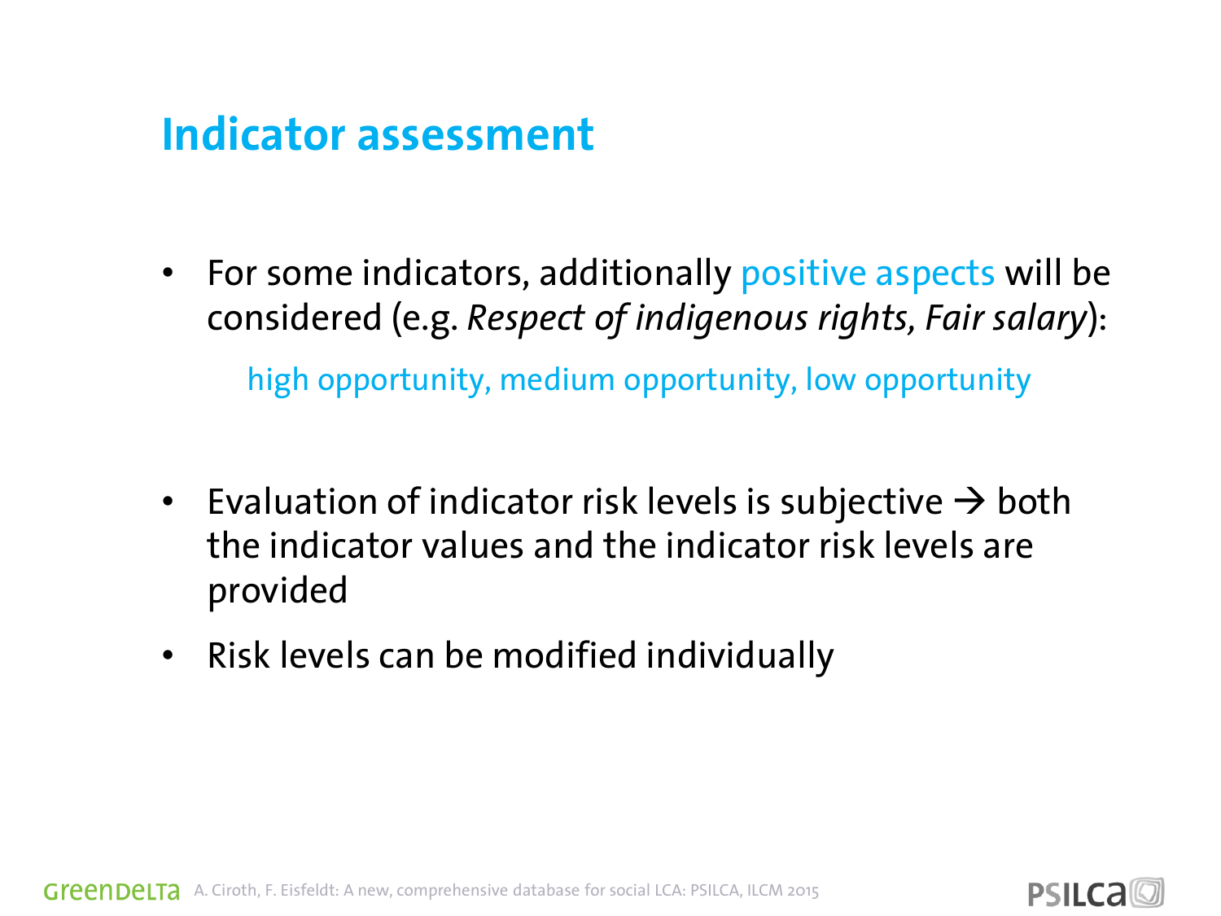# Indicator assessment

- For some indicators, additionally positive aspects will be considered (e.g. *Respect of indigenous rights, Fair salary*):

  high opportunity, medium opportunity, low opportunity

- Evaluation of indicator risk levels is subjective → both the indicator values and the indicator risk levels are provided
- Risk levels can be modified individually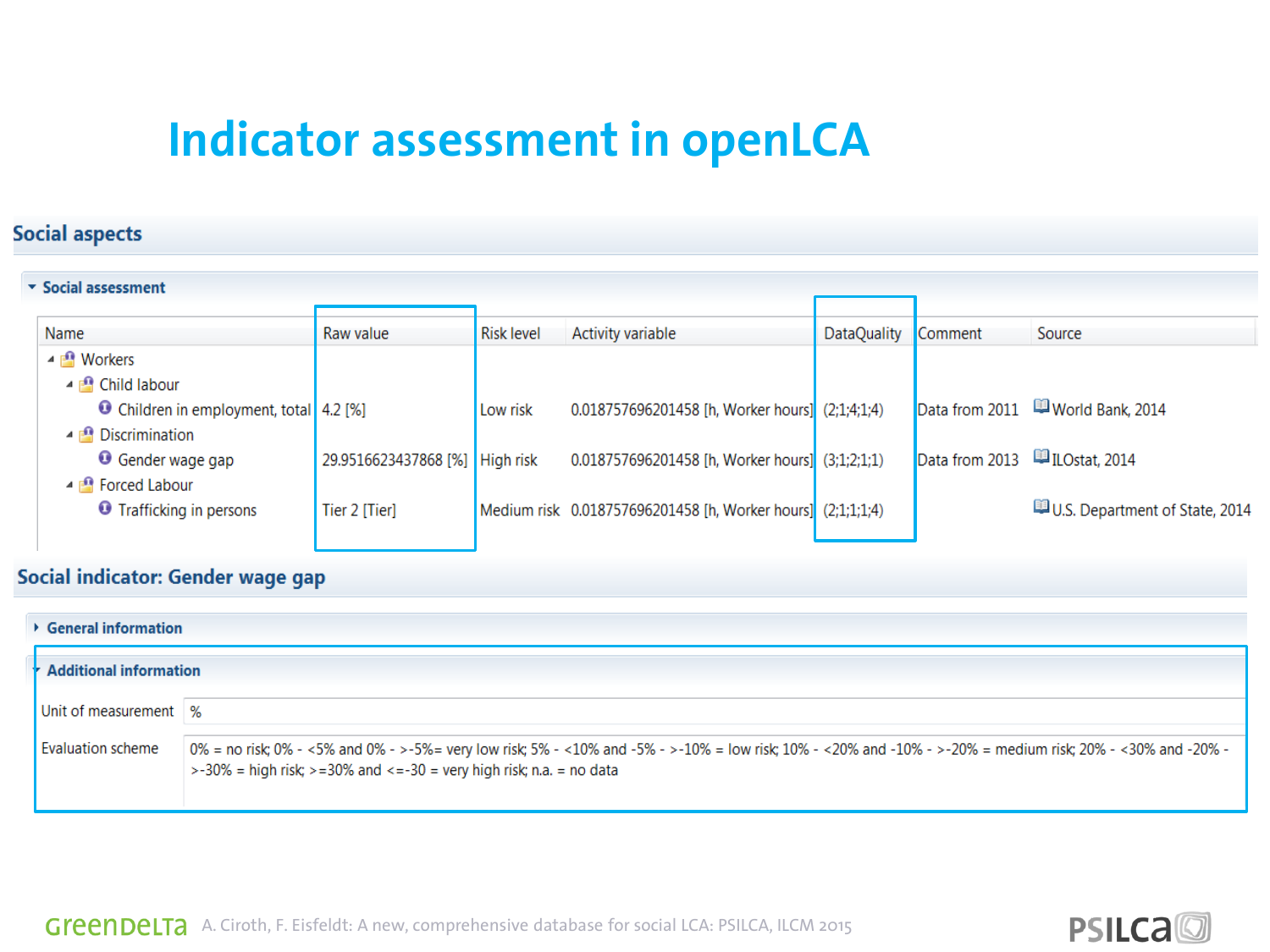# Indicator assessment in openLCA

## Social aspects

### Social assessment

| Name | Raw value | Risk level | Activity variable | DataQuality | Comment | Source |
|---|---|---|---|---|---|---|
| Workers | | | | | | |
| Child labour | | | | | | |
| Children in employment, total | 4.2 [%] | Low risk | 0.018757696201458 [h, Worker hours] | (2;1;4;1;4) | Data from 2011 | World Bank, 2014 |
| Discrimination | | | | | | |
| Gender wage gap | 29.9516623437868 [%] | High risk | 0.018757696201458 [h, Worker hours] | (3;1;2;1;1) | Data from 2013 | ILOstat, 2014 |
| Forced Labour | | | | | | |
| Trafficking in persons | Tier 2 [Tier] | Medium risk | 0.018757696201458 [h, Worker hours] | (2;1;1;1;4) | | U.S. Department of State, 2014 |

## Social indicator: Gender wage gap

### General information

### Additional information

| | |
|---|---|
| Unit of measurement | % |
| Evaluation scheme | 0% = no risk; 0% - <5% and 0% - >-5%= very low risk; 5% - <10% and -5% - >-10% = low risk; 10% - <20% and -10% - >-20% = medium risk; 20% - <30% and -20% - >-30% = high risk; >=30% and <=-30 = very high risk; n.a. = no data |

GreenDelta A. Ciroth, F. Eisfeldt: A new, comprehensive database for social LCA: PSILCA, ILCM 2015

PSILCA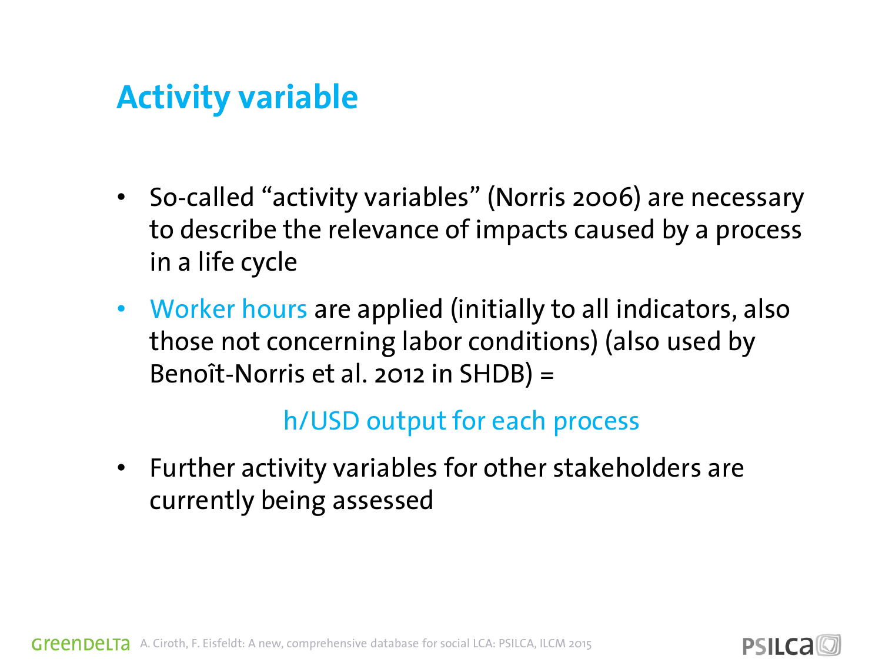# Activity variable

- So-called "activity variables" (Norris 2006) are necessary to describe the relevance of impacts caused by a process in a life cycle
- Worker hours are applied (initially to all indicators, also those not concerning labor conditions) (also used by Benoît-Norris et al. 2012 in SHDB) =

  h/USD output for each process

- Further activity variables for other stakeholders are currently being assessed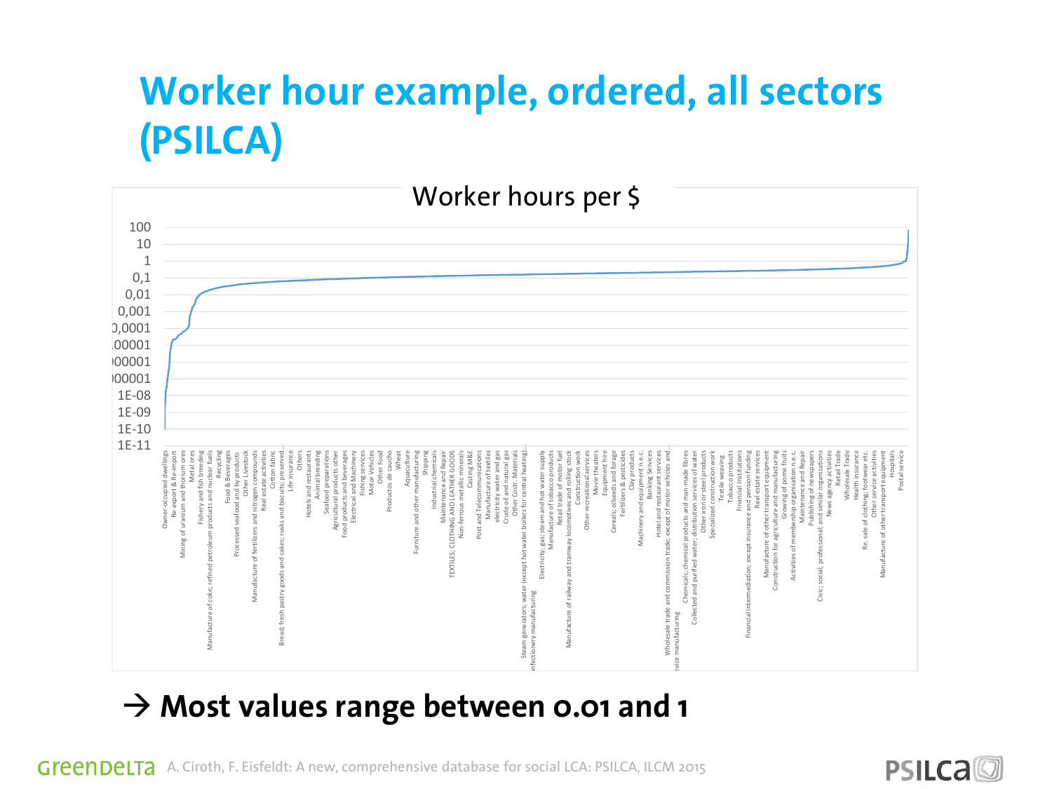# Worker hour example, ordered, all sectors (PSILCA)

Worker hours per $

→ **Most values range between 0.01 and 1**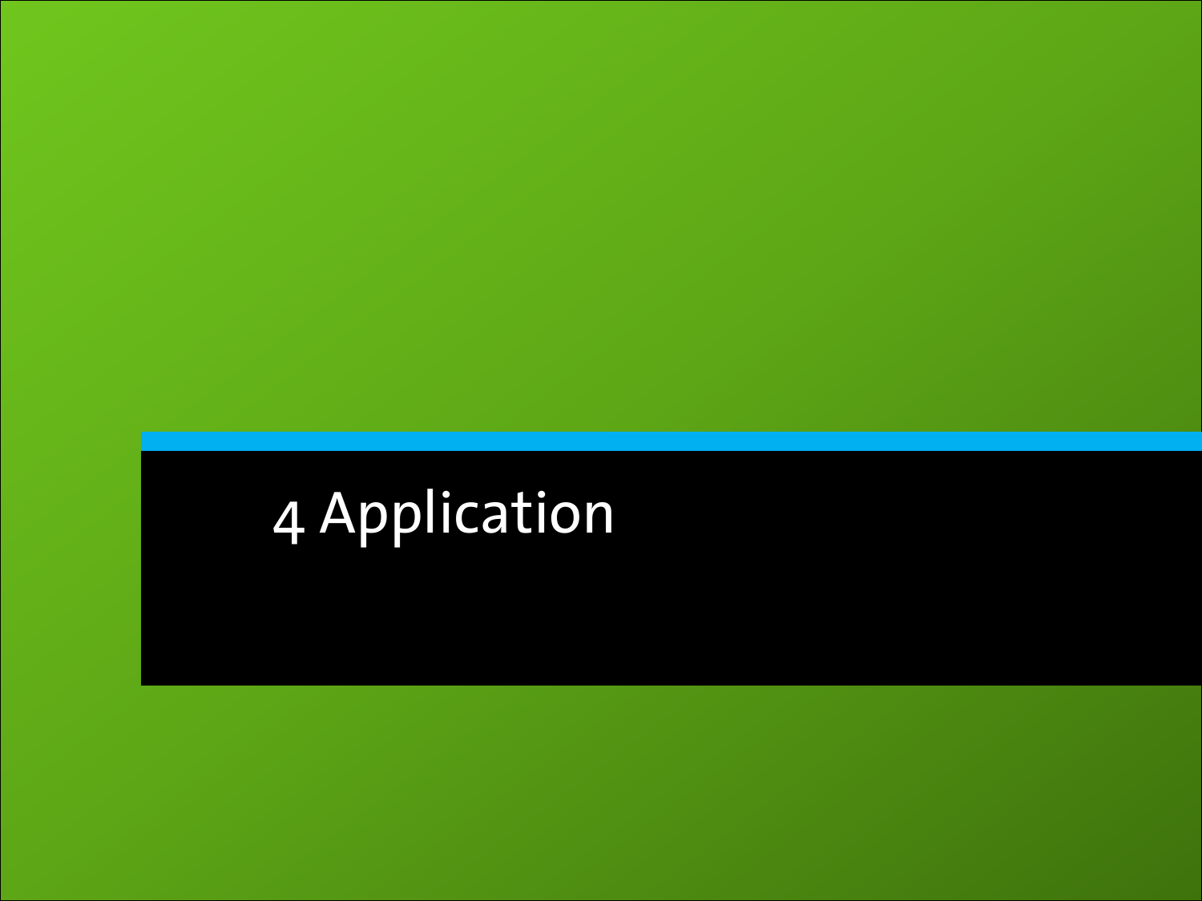# 4 Application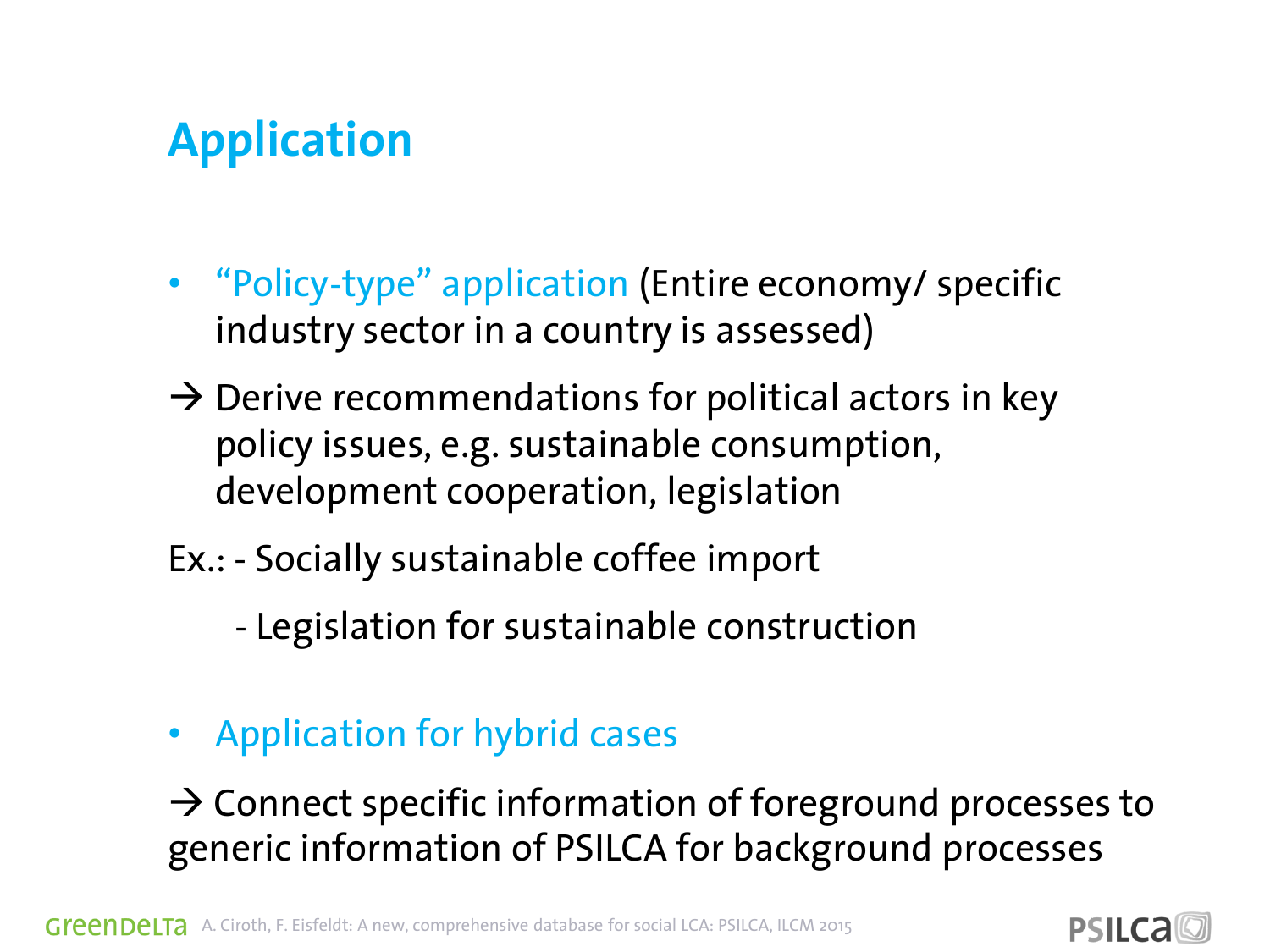# Application

- "Policy-type" application (Entire economy/ specific industry sector in a country is assessed)

→ Derive recommendations for political actors in key policy issues, e.g. sustainable consumption, development cooperation, legislation

Ex.: - Socially sustainable coffee import

- Legislation for sustainable construction

- Application for hybrid cases

→ Connect specific information of foreground processes to generic information of PSILCA for background processes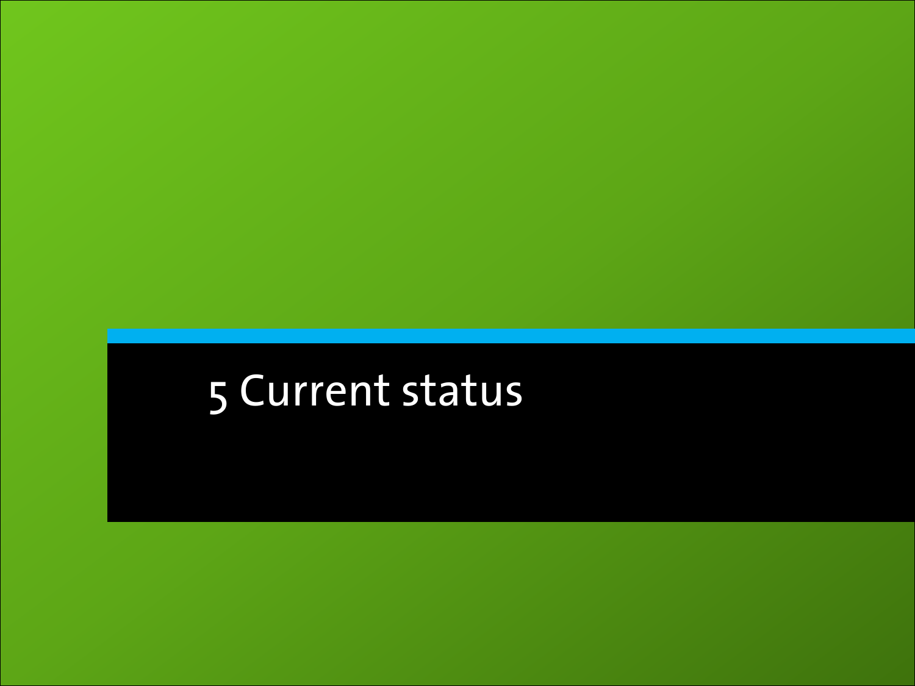# 5 Current status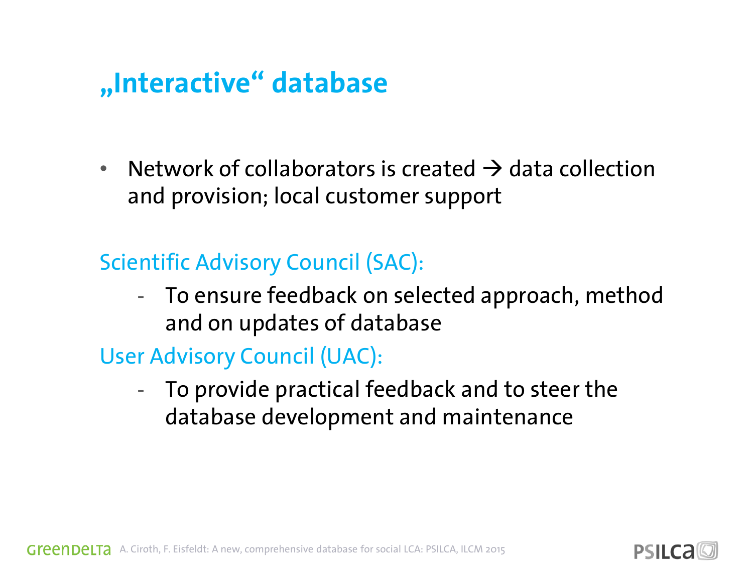# „Interactive“ database

- Network of collaborators is created → data collection and provision; local customer support

Scientific Advisory Council (SAC):

- To ensure feedback on selected approach, method and on updates of database

User Advisory Council (UAC):

- To provide practical feedback and to steer the database development and maintenance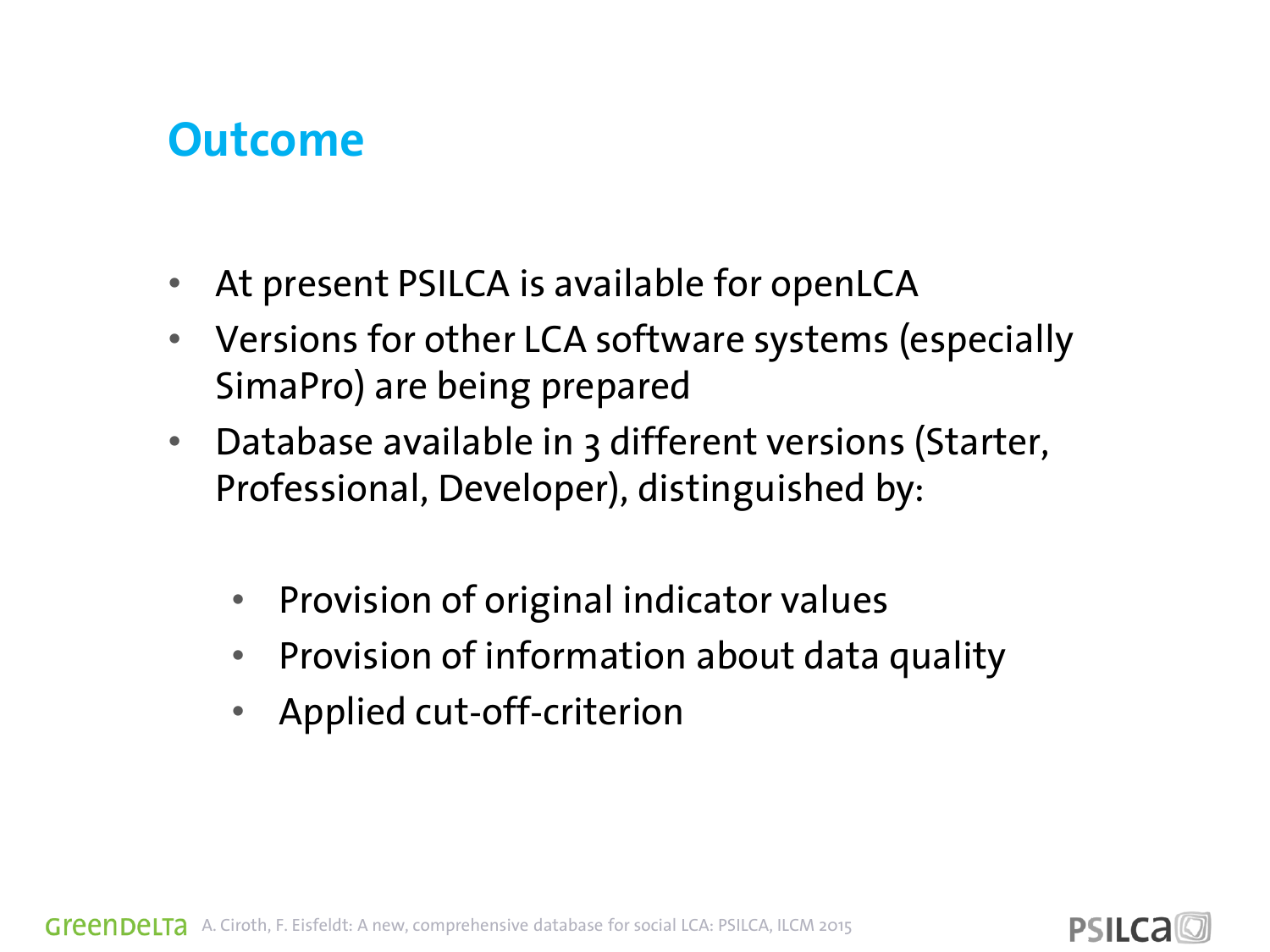# Outcome

- At present PSILCA is available for openLCA
- Versions for other LCA software systems (especially SimaPro) are being prepared
- Database available in 3 different versions (Starter, Professional, Developer), distinguished by:
  - Provision of original indicator values
  - Provision of information about data quality
  - Applied cut-off-criterion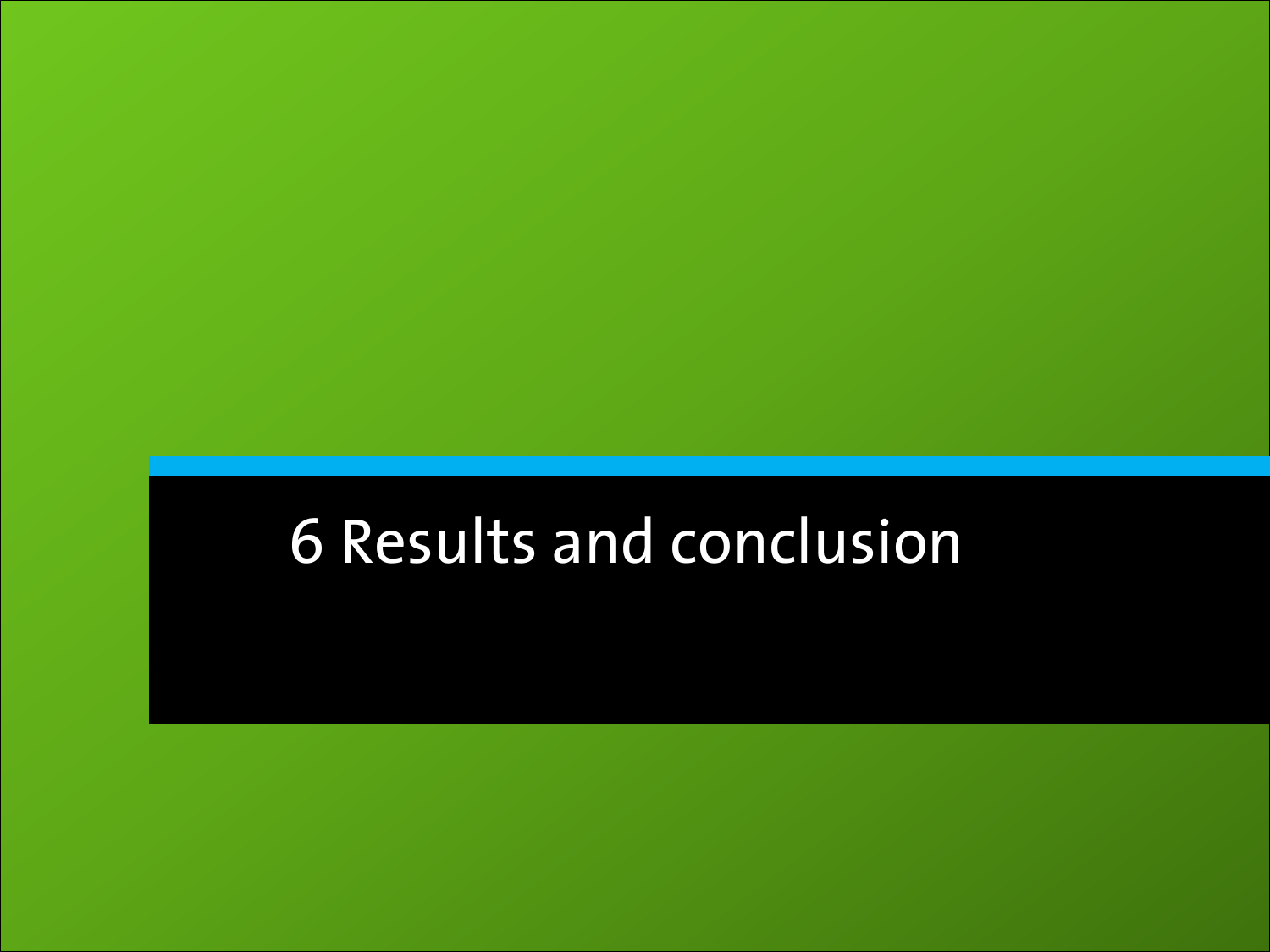# 6 Results and conclusion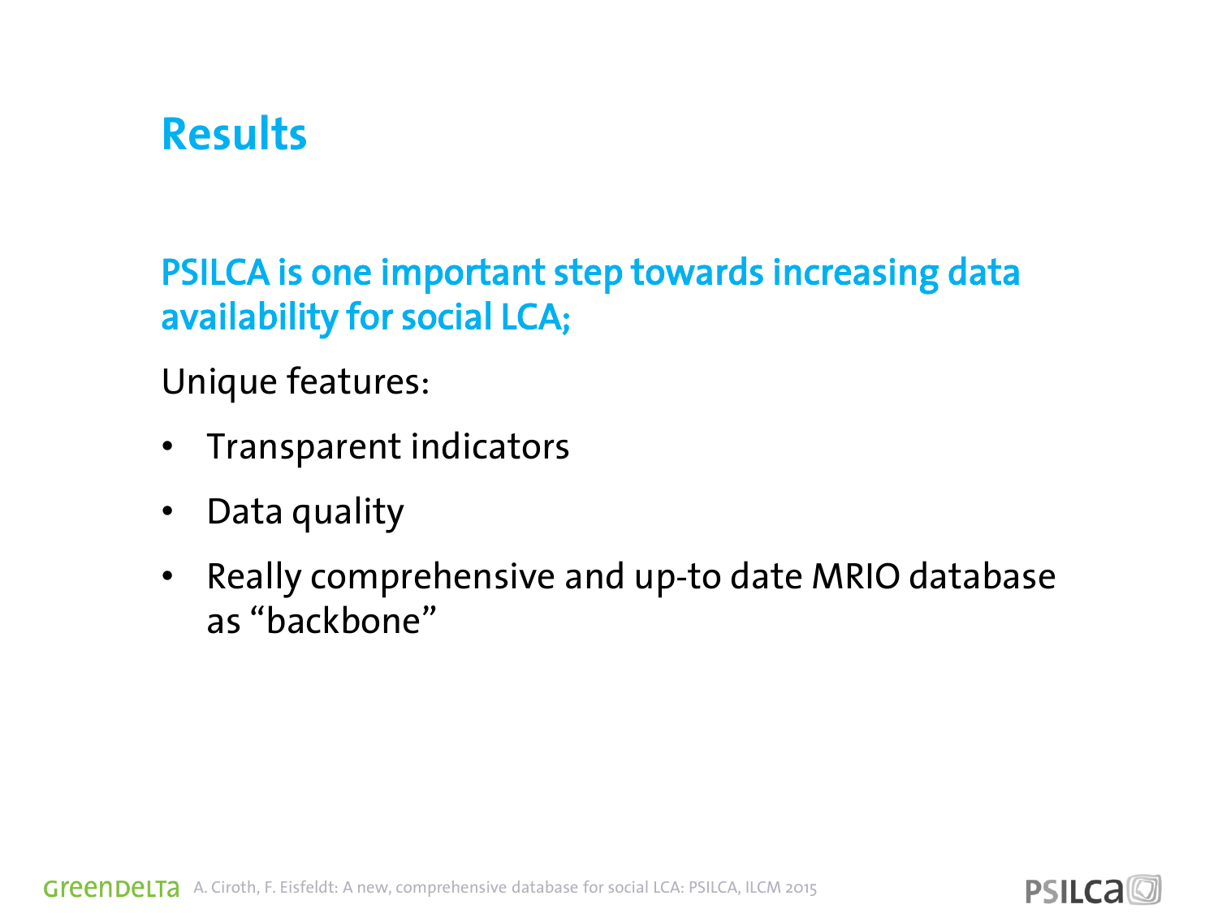# Results

**PSILCA is one important step towards increasing data availability for social LCA;**

Unique features:

- Transparent indicators
- Data quality
- Really comprehensive and up-to date MRIO database as "backbone"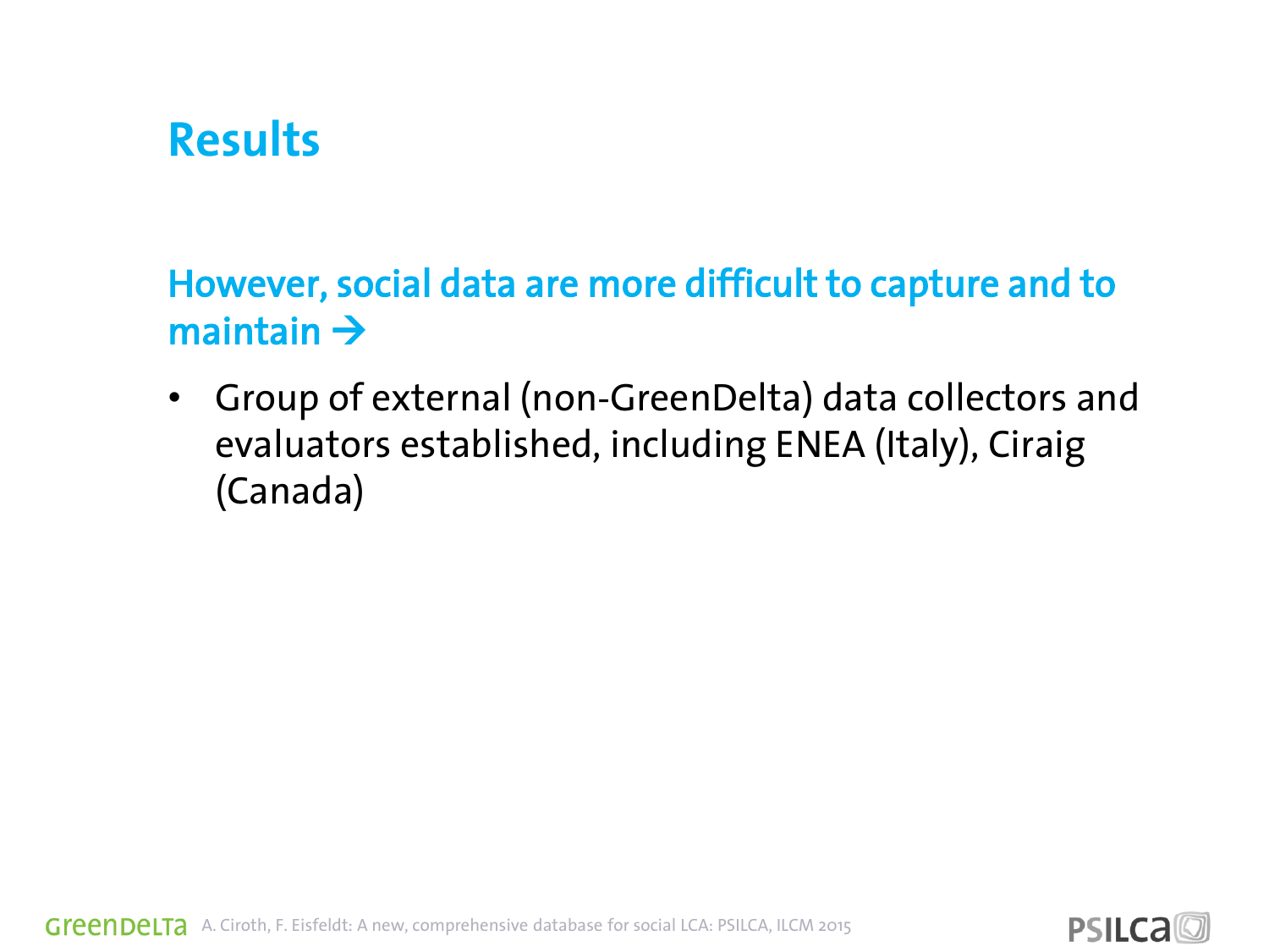# Results

## However, social data are more difficult to capture and to maintain →

- Group of external (non-GreenDelta) data collectors and evaluators established, including ENEA (Italy), Ciraig (Canada)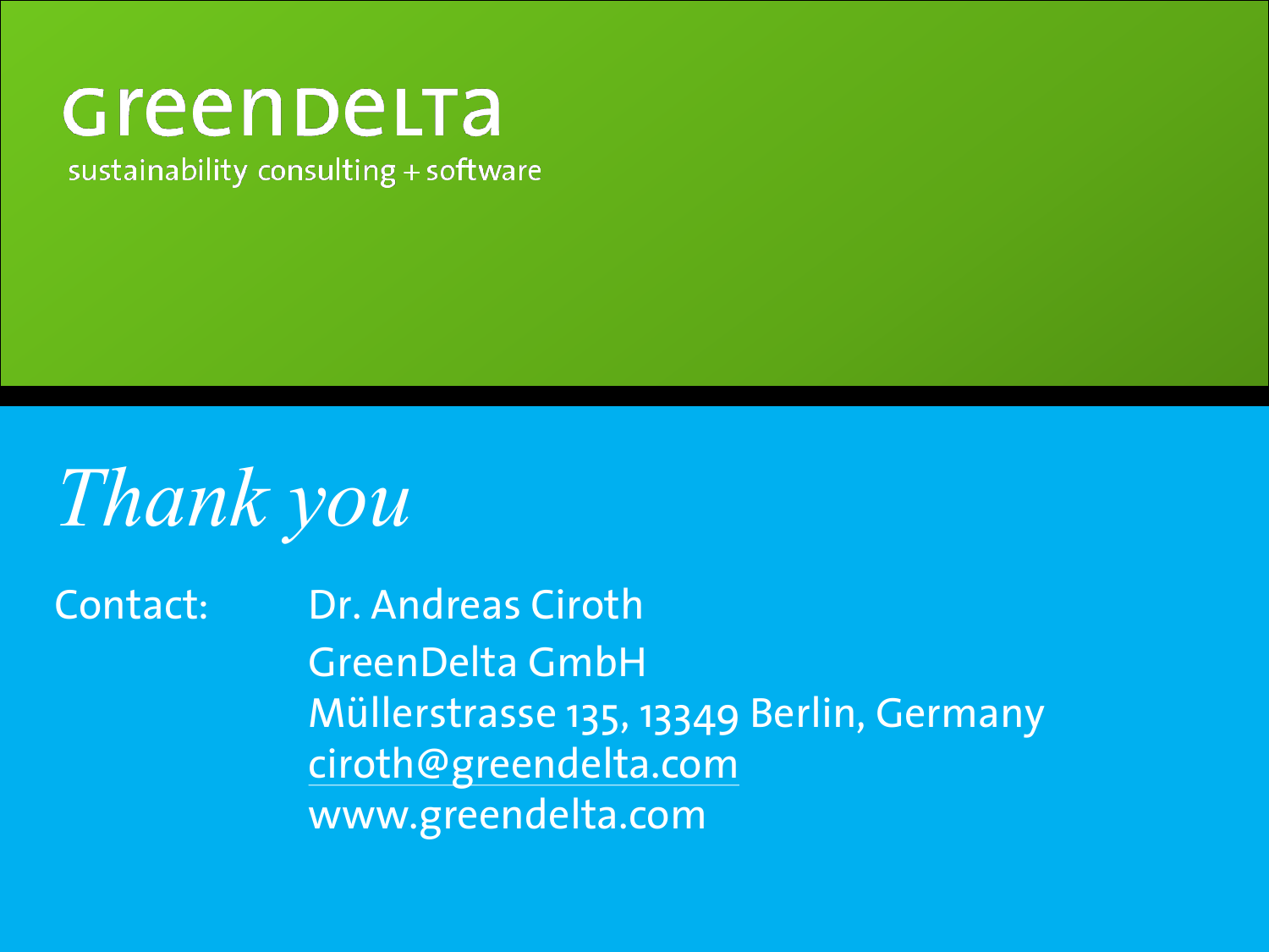GreenDelta

sustainability consulting + software

# *Thank you*

Contact: Dr. Andreas Ciroth

GreenDelta GmbH

Müllerstrasse 135, 13349 Berlin, Germany

ciroth@greendelta.com

www.greendelta.com